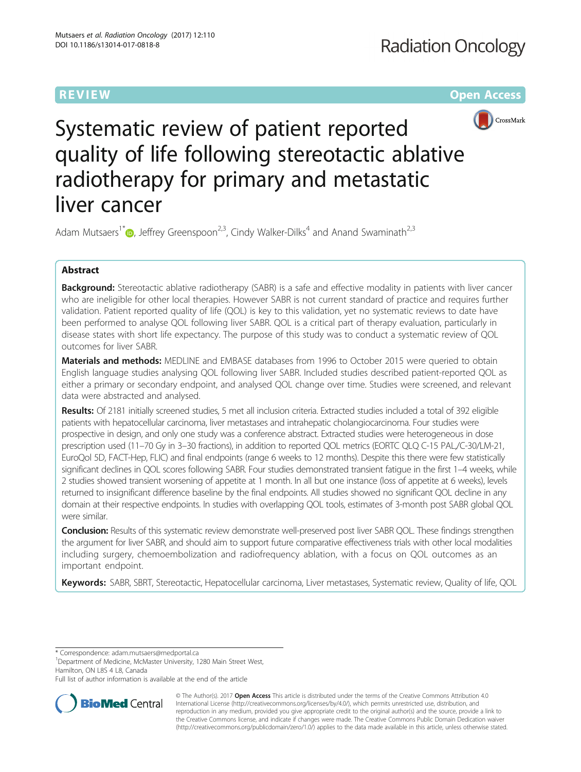REVIEW

Open Access

# Systematic review of patient reported quality of life following stereotactic ablative radiotherapy for primary and metastatic liver cancer

Adam Mutsaers[1*], Jeffrey Greenspoon[2,3], Cindy Walker-Dilks[4] and Anand Swaminath[2,3]

## Abstract

**Background:** Stereotactic ablative radiotherapy (SABR) is a safe and effective modality in patients with liver cancer who are ineligible for other local therapies. However SABR is not current standard of practice and requires further validation. Patient reported quality of life (QOL) is key to this validation, yet no systematic reviews to date have been performed to analyse QOL following liver SABR. QOL is a critical part of therapy evaluation, particularly in disease states with short life expectancy. The purpose of this study was to conduct a systematic review of QOL outcomes for liver SABR.

**Materials and methods:** MEDLINE and EMBASE databases from 1996 to October 2015 were queried to obtain English language studies analysing QOL following liver SABR. Included studies described patient-reported QOL as either a primary or secondary endpoint, and analysed QOL change over time. Studies were screened, and relevant data were abstracted and analysed.

**Results:** Of 2181 initially screened studies, 5 met all inclusion criteria. Extracted studies included a total of 392 eligible patients with hepatocellular carcinoma, liver metastases and intrahepatic cholangiocarcinoma. Four studies were prospective in design, and only one study was a conference abstract. Extracted studies were heterogeneous in dose prescription used (11–70 Gy in 3–30 fractions), in addition to reported QOL metrics (EORTC QLQ C-15 PAL/C-30/LM-21, EuroQol 5D, FACT-Hep, FLIC) and final endpoints (range 6 weeks to 12 months). Despite this there were few statistically significant declines in QOL scores following SABR. Four studies demonstrated transient fatigue in the first 1–4 weeks, while 2 studies showed transient worsening of appetite at 1 month. In all but one instance (loss of appetite at 6 weeks), levels returned to insignificant difference baseline by the final endpoints. All studies showed no significant QOL decline in any domain at their respective endpoints. In studies with overlapping QOL tools, estimates of 3-month post SABR global QOL were similar.

**Conclusion:** Results of this systematic review demonstrate well-preserved post liver SABR QOL. These findings strengthen the argument for liver SABR, and should aim to support future comparative effectiveness trials with other local modalities including surgery, chemoembolization and radiofrequency ablation, with a focus on QOL outcomes as an important endpoint.

**Keywords:** SABR, SBRT, Stereotactic, Hepatocellular carcinoma, Liver metastases, Systematic review, Quality of life, QOL

\* Correspondence: adam.mutsaers@medportal.ca
[1]Department of Medicine, McMaster University, 1280 Main Street West, Hamilton, ON L8S 4 L8, Canada
Full list of author information is available at the end of the article

© The Author(s). 2017 **Open Access** This article is distributed under the terms of the Creative Commons Attribution 4.0 International License (http://creativecommons.org/licenses/by/4.0/), which permits unrestricted use, distribution, and reproduction in any medium, provided you give appropriate credit to the original author(s) and the source, provide a link to the Creative Commons license, and indicate if changes were made. The Creative Commons Public Domain Dedication waiver (http://creativecommons.org/publicdomain/zero/1.0/) applies to the data made available in this article, unless otherwise stated.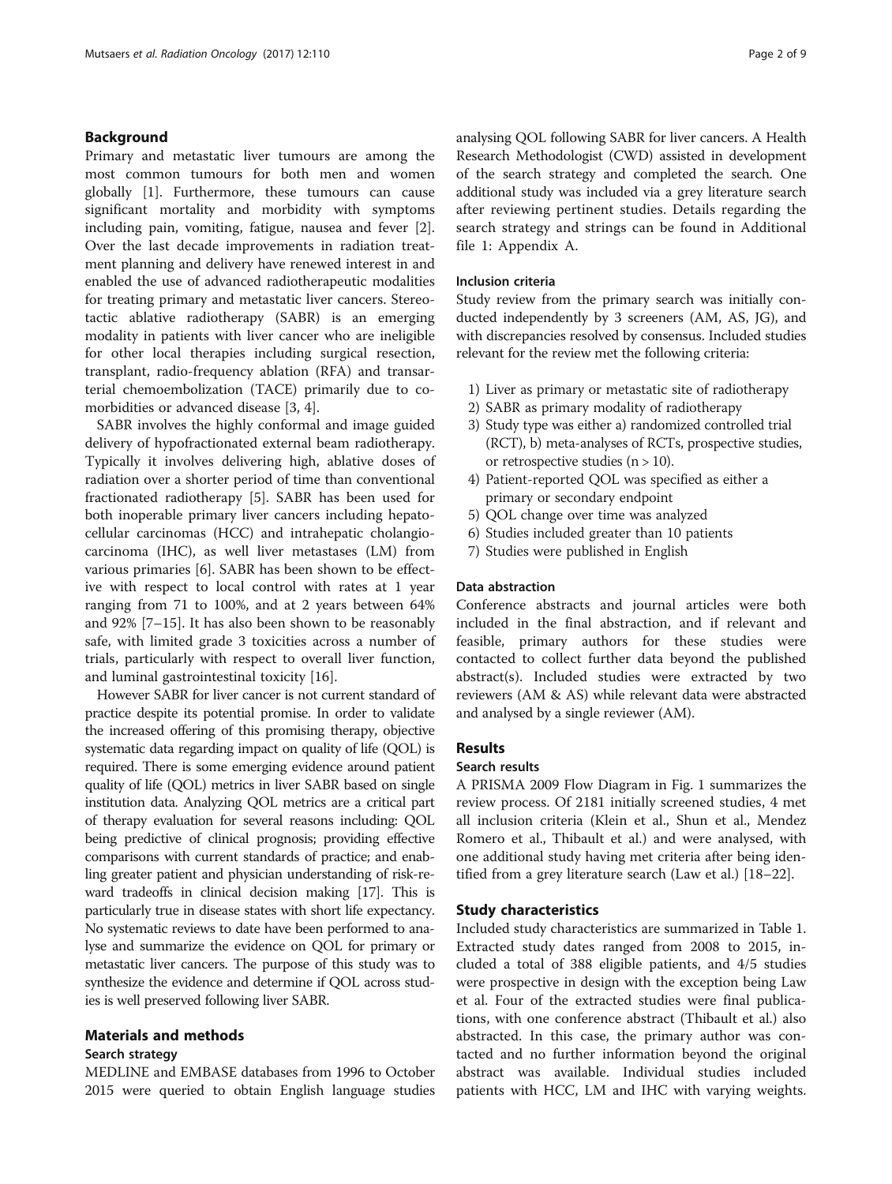## Background

Primary and metastatic liver tumours are among the most common tumours for both men and women globally [1]. Furthermore, these tumours can cause significant mortality and morbidity with symptoms including pain, vomiting, fatigue, nausea and fever [2]. Over the last decade improvements in radiation treatment planning and delivery have renewed interest in and enabled the use of advanced radiotherapeutic modalities for treating primary and metastatic liver cancers. Stereotactic ablative radiotherapy (SABR) is an emerging modality in patients with liver cancer who are ineligible for other local therapies including surgical resection, transplant, radio-frequency ablation (RFA) and transarterial chemoembolization (TACE) primarily due to comorbidities or advanced disease [3, 4].

SABR involves the highly conformal and image guided delivery of hypofractionated external beam radiotherapy. Typically it involves delivering high, ablative doses of radiation over a shorter period of time than conventional fractionated radiotherapy [5]. SABR has been used for both inoperable primary liver cancers including hepatocellular carcinomas (HCC) and intrahepatic cholangiocarcinoma (IHC), as well liver metastases (LM) from various primaries [6]. SABR has been shown to be effective with respect to local control with rates at 1 year ranging from 71 to 100%, and at 2 years between 64% and 92% [7–15]. It has also been shown to be reasonably safe, with limited grade 3 toxicities across a number of trials, particularly with respect to overall liver function, and luminal gastrointestinal toxicity [16].

However SABR for liver cancer is not current standard of practice despite its potential promise. In order to validate the increased offering of this promising therapy, objective systematic data regarding impact on quality of life (QOL) is required. There is some emerging evidence around patient quality of life (QOL) metrics in liver SABR based on single institution data. Analyzing QOL metrics are a critical part of therapy evaluation for several reasons including: QOL being predictive of clinical prognosis; providing effective comparisons with current standards of practice; and enabling greater patient and physician understanding of risk-reward tradeoffs in clinical decision making [17]. This is particularly true in disease states with short life expectancy. No systematic reviews to date have been performed to analyse and summarize the evidence on QOL for primary or metastatic liver cancers. The purpose of this study was to synthesize the evidence and determine if QOL across studies is well preserved following liver SABR.

## Materials and methods

### Search strategy

MEDLINE and EMBASE databases from 1996 to October 2015 were queried to obtain English language studies analysing QOL following SABR for liver cancers. A Health Research Methodologist (CWD) assisted in development of the search strategy and completed the search. One additional study was included via a grey literature search after reviewing pertinent studies. Details regarding the search strategy and strings can be found in Additional file 1: Appendix A.

### Inclusion criteria

Study review from the primary search was initially conducted independently by 3 screeners (AM, AS, JG), and with discrepancies resolved by consensus. Included studies relevant for the review met the following criteria:

1) Liver as primary or metastatic site of radiotherapy
2) SABR as primary modality of radiotherapy
3) Study type was either a) randomized controlled trial (RCT), b) meta-analyses of RCTs, prospective studies, or retrospective studies (n > 10).
4) Patient-reported QOL was specified as either a primary or secondary endpoint
5) QOL change over time was analyzed
6) Studies included greater than 10 patients
7) Studies were published in English

### Data abstraction

Conference abstracts and journal articles were both included in the final abstraction, and if relevant and feasible, primary authors for these studies were contacted to collect further data beyond the published abstract(s). Included studies were extracted by two reviewers (AM & AS) while relevant data were abstracted and analysed by a single reviewer (AM).

## Results

### Search results

A PRISMA 2009 Flow Diagram in Fig. 1 summarizes the review process. Of 2181 initially screened studies, 4 met all inclusion criteria (Klein et al., Shun et al., Mendez Romero et al., Thibault et al.) and were analysed, with one additional study having met criteria after being identified from a grey literature search (Law et al.) [18–22].

### Study characteristics

Included study characteristics are summarized in Table 1. Extracted study dates ranged from 2008 to 2015, included a total of 388 eligible patients, and 4/5 studies were prospective in design with the exception being Law et al. Four of the extracted studies were final publications, with one conference abstract (Thibault et al.) also abstracted. In this case, the primary author was contacted and no further information beyond the original abstract was available. Individual studies included patients with HCC, LM and IHC with varying weights.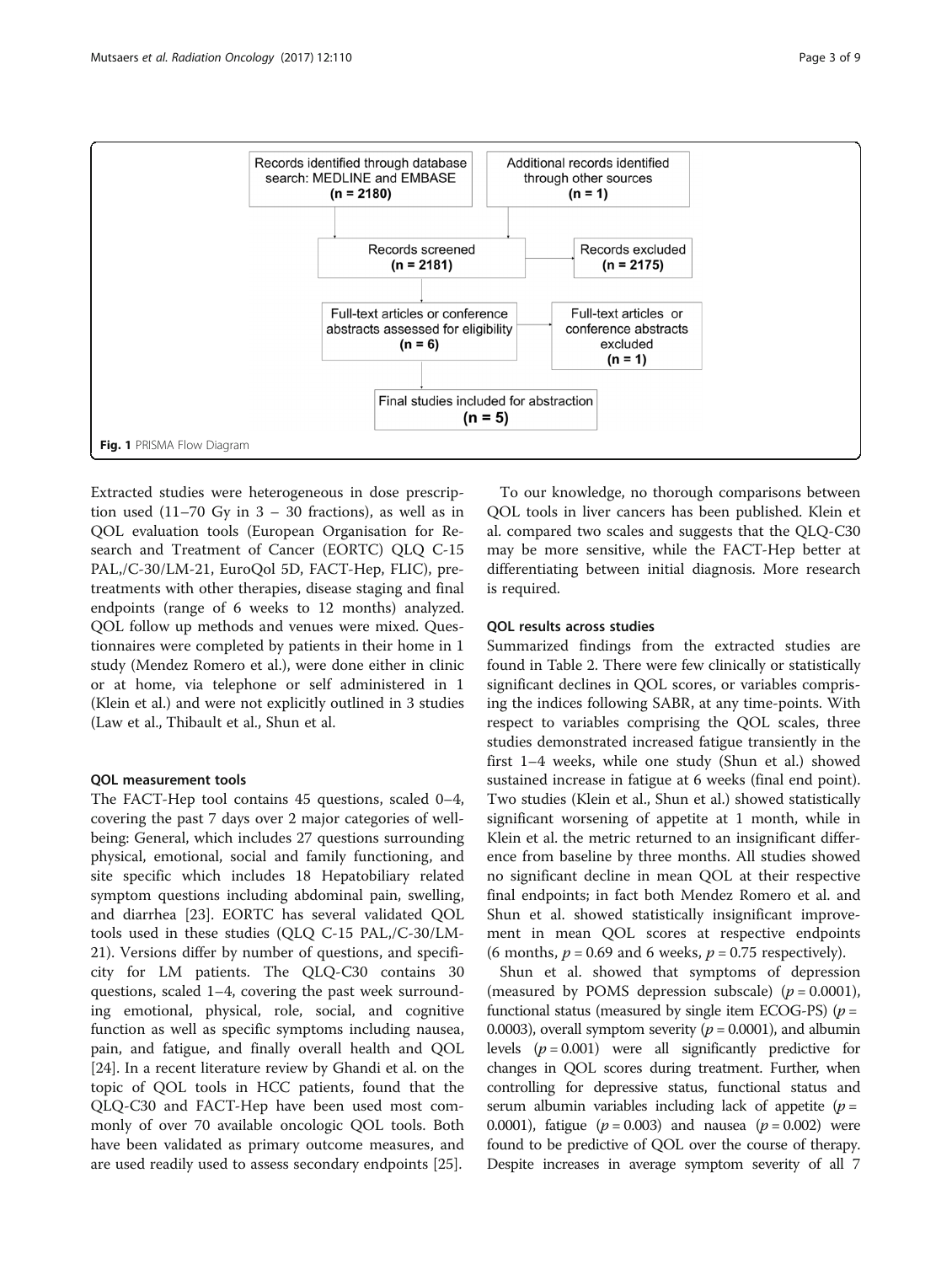Records identified through database search: MEDLINE and EMBASE **(n = 2180)**

Additional records identified through other sources **(n = 1)**

Records screened **(n = 2181)**

Records excluded **(n = 2175)**

Full-text articles or conference abstracts assessed for eligibility **(n = 6)**

Full-text articles or conference abstracts excluded **(n = 1)**

Final studies included for abstraction **(n = 5)**

**Fig. 1** PRISMA Flow Diagram

Extracted studies were heterogeneous in dose prescription used (11–70 Gy in 3 – 30 fractions), as well as in QOL evaluation tools (European Organisation for Research and Treatment of Cancer (EORTC) QLQ C-15 PAL,/C-30/LM-21, EuroQol 5D, FACT-Hep, FLIC), pretreatments with other therapies, disease staging and final endpoints (range of 6 weeks to 12 months) analyzed. QOL follow up methods and venues were mixed. Questionnaires were completed by patients in their home in 1 study (Mendez Romero et al.), were done either in clinic or at home, via telephone or self administered in 1 (Klein et al.) and were not explicitly outlined in 3 studies (Law et al., Thibault et al., Shun et al.

#### QOL measurement tools

The FACT-Hep tool contains 45 questions, scaled 0–4, covering the past 7 days over 2 major categories of well-being: General, which includes 27 questions surrounding physical, emotional, social and family functioning, and site specific which includes 18 Hepatobiliary related symptom questions including abdominal pain, swelling, and diarrhea [23]. EORTC has several validated QOL tools used in these studies (QLQ C-15 PAL,/C-30/LM-21). Versions differ by number of questions, and specificity for LM patients. The QLQ-C30 contains 30 questions, scaled 1–4, covering the past week surrounding emotional, physical, role, social, and cognitive function as well as specific symptoms including nausea, pain, and fatigue, and finally overall health and QOL [24]. In a recent literature review by Ghandi et al. on the topic of QOL tools in HCC patients, found that the QLQ-C30 and FACT-Hep have been used most commonly of over 70 available oncologic QOL tools. Both have been validated as primary outcome measures, and are used readily used to assess secondary endpoints [25].

To our knowledge, no thorough comparisons between QOL tools in liver cancers has been published. Klein et al. compared two scales and suggests that the QLQ-C30 may be more sensitive, while the FACT-Hep better at differentiating between initial diagnosis. More research is required.

#### QOL results across studies

Summarized findings from the extracted studies are found in Table 2. There were few clinically or statistically significant declines in QOL scores, or variables comprising the indices following SABR, at any time-points. With respect to variables comprising the QOL scales, three studies demonstrated increased fatigue transiently in the first 1–4 weeks, while one study (Shun et al.) showed sustained increase in fatigue at 6 weeks (final end point). Two studies (Klein et al., Shun et al.) showed statistically significant worsening of appetite at 1 month, while in Klein et al. the metric returned to an insignificant difference from baseline by three months. All studies showed no significant decline in mean QOL at their respective final endpoints; in fact both Mendez Romero et al. and Shun et al. showed statistically insignificant improvement in mean QOL scores at respective endpoints (6 months, $p = 0.69$ and 6 weeks, $p = 0.75$ respectively).

Shun et al. showed that symptoms of depression (measured by POMS depression subscale) ($p = 0.0001$), functional status (measured by single item ECOG-PS) ($p = 0.0003$), overall symptom severity ($p = 0.0001$), and albumin levels ($p = 0.001$) were all significantly predictive for changes in QOL scores during treatment. Further, when controlling for depressive status, functional status and serum albumin variables including lack of appetite ($p = 0.0001$), fatigue ($p = 0.003$) and nausea ($p = 0.002$) were found to be predictive of QOL over the course of therapy. Despite increases in average symptom severity of all 7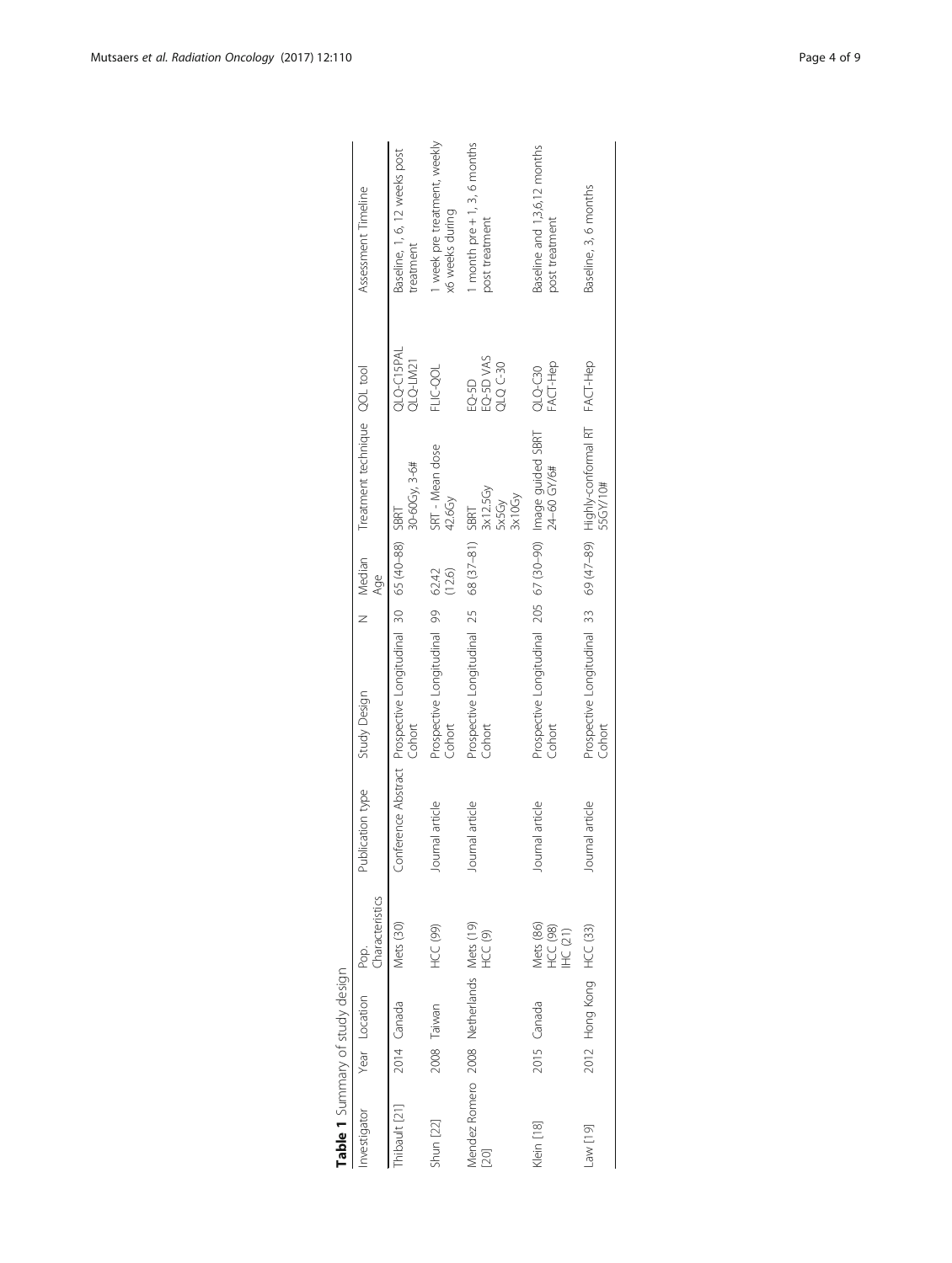**Table 1** Summary of study design

| Investigator | Year | Location | Pop. Characteristics | Publication type | Study Design | N | Median Age | Treatment technique | QOL tool | Assessment Timeline |
|---|---|---|---|---|---|---|---|---|---|---|
| Thibault [21] | 2014 | Canada | Mets (30) | Conference Abstract | Prospective Longitudinal Cohort | 30 | 65 (40–88) | SBRT 30–60Gy, 3-6# | QLQ-C15PAL QLQ-LM21 | Baseline, 1, 6, 12 weeks post treatment |
| Shun [22] | 2008 | Taiwan | HCC (99) | Journal article | Prospective Longitudinal Cohort | 99 | 62.42 (12.6) | SRT - Mean dose 42.6Gy | FLIC-QOL | 1 week pre treatment, weekly x6 weeks during |
| Mendez Romero [20] | 2008 | Netherlands | Mets (19) HCC (9) | Journal article | Prospective Longitudinal Cohort | 25 | 68 (37–81) | SBRT 3x12.5Gy 5x5Gy 3x10Gy | EQ-5D EQ-5D VAS QLQ C-30 | 1 month pre + 1, 3, 6 months post treatment |
| Klein [18] | 2015 | Canada | Mets (86) HCC (98) IHC (21) | Journal article | Prospective Longitudinal Cohort | 205 | 67 (30–90) | Image guided SBRT 24–60 GY/6# | QLQ-C30 FACT-Hep | Baseline and 1,3,6,12 months post treatment |
| Law [19] | 2012 | Hong Kong | HCC (33) | Journal article | Prospective Longitudinal Cohort | 33 | 69 (47–89) | Highly-conformal RT 55GY/10# | FACT-Hep | Baseline, 3, 6 months |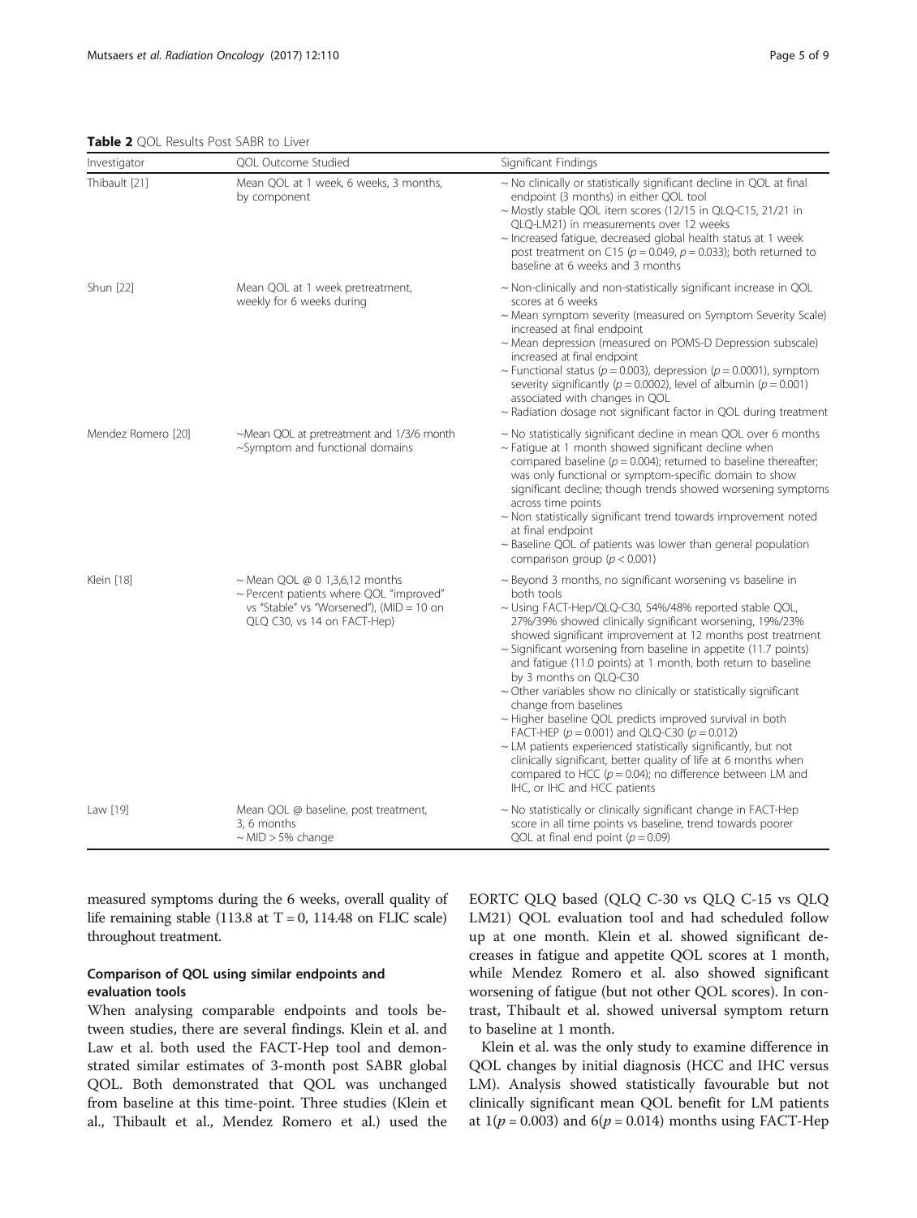**Table 2** QOL Results Post SABR to Liver

| Investigator | QOL Outcome Studied | Significant Findings |
|---|---|---|
| Thibault [21] | Mean QOL at 1 week, 6 weeks, 3 months, by component | ~ No clinically or statistically significant decline in QOL at final endpoint (3 months) in either QOL tool<br>~ Mostly stable QOL item scores (12/15 in QLQ-C15, 21/21 in QLQ-LM21) in measurements over 12 weeks<br>~ Increased fatigue, decreased global health status at 1 week post treatment on C15 ($p = 0.049$, $p = 0.033$); both returned to baseline at 6 weeks and 3 months |
| Shun [22] | Mean QOL at 1 week pretreatment, weekly for 6 weeks during | ~ Non-clinically and non-statistically significant increase in QOL scores at 6 weeks<br>~ Mean symptom severity (measured on Symptom Severity Scale) increased at final endpoint<br>~ Mean depression (measured on POMS-D Depression subscale) increased at final endpoint<br>~ Functional status ($p = 0.003$), depression ($p = 0.0001$), symptom severity significantly ($p = 0.0002$), level of albumin ($p = 0.001$) associated with changes in QOL<br>~ Radiation dosage not significant factor in QOL during treatment |
| Mendez Romero [20] | ~Mean QOL at pretreatment and 1/3/6 month<br>~Symptom and functional domains | ~ No statistically significant decline in mean QOL over 6 months<br>~ Fatigue at 1 month showed significant decline when compared baseline ($p = 0.004$); returned to baseline thereafter; was only functional or symptom-specific domain to show significant decline; though trends showed worsening symptoms across time points<br>~ Non statistically significant trend towards improvement noted at final endpoint<br>~ Baseline QOL of patients was lower than general population comparison group ($p < 0.001$) |
| Klein [18] | ~ Mean QOL @ 0 1,3,6,12 months<br>~ Percent patients where QOL "improved" vs "Stable" vs "Worsened"), (MID = 10 on QLQ C30, vs 14 on FACT-Hep) | ~ Beyond 3 months, no significant worsening vs baseline in both tools<br>~ Using FACT-Hep/QLQ-C30, 54%/48% reported stable QOL, 27%/39% showed clinically significant worsening, 19%/23% showed significant improvement at 12 months post treatment<br>~ Significant worsening from baseline in appetite (11.7 points) and fatigue (11.0 points) at 1 month, both return to baseline by 3 months on QLQ-C30<br>~ Other variables show no clinically or statistically significant change from baselines<br>~ Higher baseline QOL predicts improved survival in both FACT-HEP ($p = 0.001$) and QLQ-C30 ($p = 0.012$)<br>~ LM patients experienced statistically significantly, but not clinically significant, better quality of life at 6 months when compared to HCC ($p = 0.04$); no difference between LM and IHC, or IHC and HCC patients |
| Law [19] | Mean QOL @ baseline, post treatment, 3, 6 months<br>~ MID > 5% change | ~ No statistically or clinically significant change in FACT-Hep score in all time points vs baseline, trend towards poorer QOL at final end point ($p = 0.09$) |

measured symptoms during the 6 weeks, overall quality of life remaining stable (113.8 at T = 0, 114.48 on FLIC scale) throughout treatment.

### Comparison of QOL using similar endpoints and evaluation tools

When analysing comparable endpoints and tools between studies, there are several findings. Klein et al. and Law et al. both used the FACT-Hep tool and demonstrated similar estimates of 3-month post SABR global QOL. Both demonstrated that QOL was unchanged from baseline at this time-point. Three studies (Klein et al., Thibault et al., Mendez Romero et al.) used the EORTC QLQ based (QLQ C-30 vs QLQ C-15 vs QLQ LM21) QOL evaluation tool and had scheduled follow up at one month. Klein et al. showed significant decreases in fatigue and appetite QOL scores at 1 month, while Mendez Romero et al. also showed significant worsening of fatigue (but not other QOL scores). In contrast, Thibault et al. showed universal symptom return to baseline at 1 month.

Klein et al. was the only study to examine difference in QOL changes by initial diagnosis (HCC and IHC versus LM). Analysis showed statistically favourable but not clinically significant mean QOL benefit for LM patients at 1($p = 0.003$) and 6($p = 0.014$) months using FACT-Hep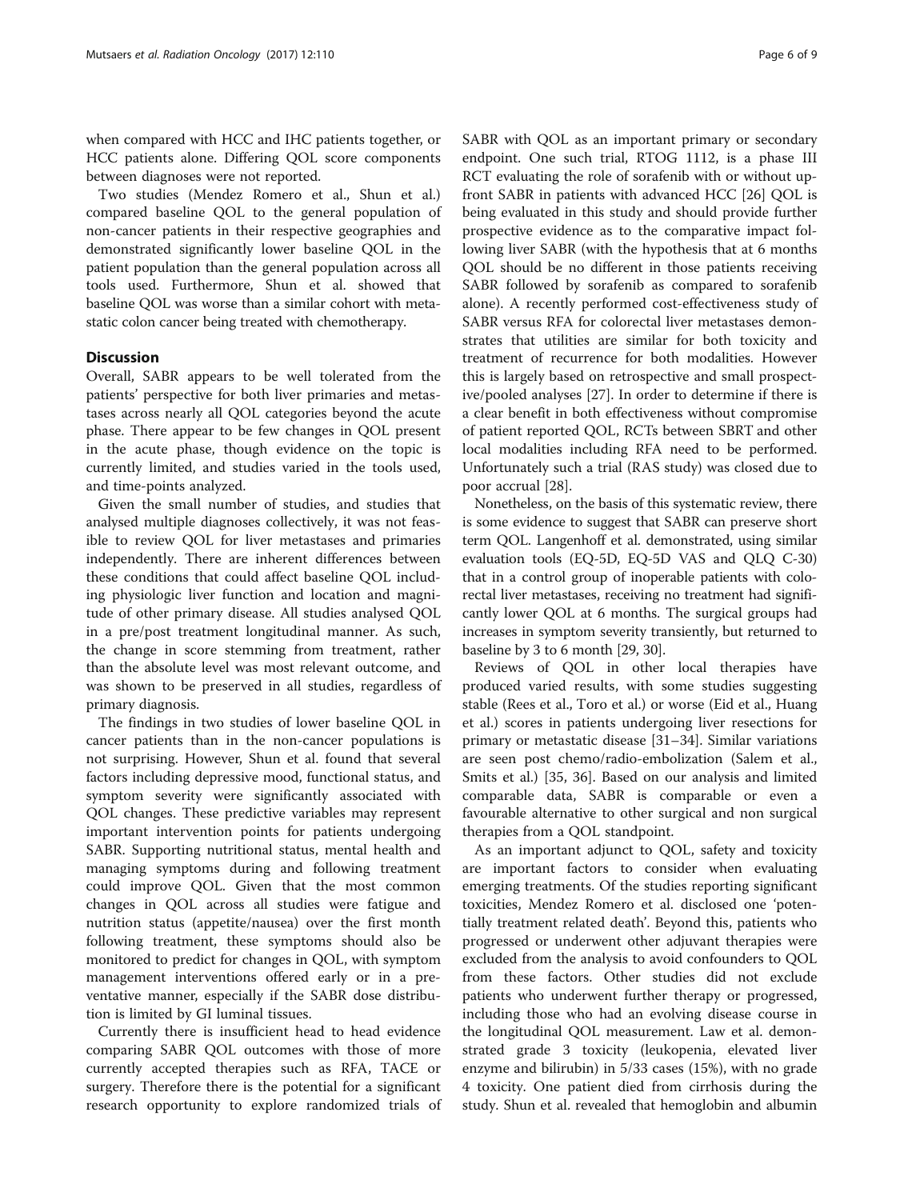when compared with HCC and IHC patients together, or HCC patients alone. Differing QOL score components between diagnoses were not reported.

Two studies (Mendez Romero et al., Shun et al.) compared baseline QOL to the general population of non-cancer patients in their respective geographies and demonstrated significantly lower baseline QOL in the patient population than the general population across all tools used. Furthermore, Shun et al. showed that baseline QOL was worse than a similar cohort with metastatic colon cancer being treated with chemotherapy.

## Discussion

Overall, SABR appears to be well tolerated from the patients' perspective for both liver primaries and metastases across nearly all QOL categories beyond the acute phase. There appear to be few changes in QOL present in the acute phase, though evidence on the topic is currently limited, and studies varied in the tools used, and time-points analyzed.

Given the small number of studies, and studies that analysed multiple diagnoses collectively, it was not feasible to review QOL for liver metastases and primaries independently. There are inherent differences between these conditions that could affect baseline QOL including physiologic liver function and location and magnitude of other primary disease. All studies analysed QOL in a pre/post treatment longitudinal manner. As such, the change in score stemming from treatment, rather than the absolute level was most relevant outcome, and was shown to be preserved in all studies, regardless of primary diagnosis.

The findings in two studies of lower baseline QOL in cancer patients than in the non-cancer populations is not surprising. However, Shun et al. found that several factors including depressive mood, functional status, and symptom severity were significantly associated with QOL changes. These predictive variables may represent important intervention points for patients undergoing SABR. Supporting nutritional status, mental health and managing symptoms during and following treatment could improve QOL. Given that the most common changes in QOL across all studies were fatigue and nutrition status (appetite/nausea) over the first month following treatment, these symptoms should also be monitored to predict for changes in QOL, with symptom management interventions offered early or in a preventative manner, especially if the SABR dose distribution is limited by GI luminal tissues.

Currently there is insufficient head to head evidence comparing SABR QOL outcomes with those of more currently accepted therapies such as RFA, TACE or surgery. Therefore there is the potential for a significant research opportunity to explore randomized trials of SABR with QOL as an important primary or secondary endpoint. One such trial, RTOG 1112, is a phase III RCT evaluating the role of sorafenib with or without upfront SABR in patients with advanced HCC [26] QOL is being evaluated in this study and should provide further prospective evidence as to the comparative impact following liver SABR (with the hypothesis that at 6 months QOL should be no different in those patients receiving SABR followed by sorafenib as compared to sorafenib alone). A recently performed cost-effectiveness study of SABR versus RFA for colorectal liver metastases demonstrates that utilities are similar for both toxicity and treatment of recurrence for both modalities. However this is largely based on retrospective and small prospective/pooled analyses [27]. In order to determine if there is a clear benefit in both effectiveness without compromise of patient reported QOL, RCTs between SBRT and other local modalities including RFA need to be performed. Unfortunately such a trial (RAS study) was closed due to poor accrual [28].

Nonetheless, on the basis of this systematic review, there is some evidence to suggest that SABR can preserve short term QOL. Langenhoff et al. demonstrated, using similar evaluation tools (EQ-5D, EQ-5D VAS and QLQ C-30) that in a control group of inoperable patients with colorectal liver metastases, receiving no treatment had significantly lower QOL at 6 months. The surgical groups had increases in symptom severity transiently, but returned to baseline by 3 to 6 month [29, 30].

Reviews of QOL in other local therapies have produced varied results, with some studies suggesting stable (Rees et al., Toro et al.) or worse (Eid et al., Huang et al.) scores in patients undergoing liver resections for primary or metastatic disease [31–34]. Similar variations are seen post chemo/radio-embolization (Salem et al., Smits et al.) [35, 36]. Based on our analysis and limited comparable data, SABR is comparable or even a favourable alternative to other surgical and non surgical therapies from a QOL standpoint.

As an important adjunct to QOL, safety and toxicity are important factors to consider when evaluating emerging treatments. Of the studies reporting significant toxicities, Mendez Romero et al. disclosed one 'potentially treatment related death'. Beyond this, patients who progressed or underwent other adjuvant therapies were excluded from the analysis to avoid confounders to QOL from these factors. Other studies did not exclude patients who underwent further therapy or progressed, including those who had an evolving disease course in the longitudinal QOL measurement. Law et al. demonstrated grade 3 toxicity (leukopenia, elevated liver enzyme and bilirubin) in 5/33 cases (15%), with no grade 4 toxicity. One patient died from cirrhosis during the study. Shun et al. revealed that hemoglobin and albumin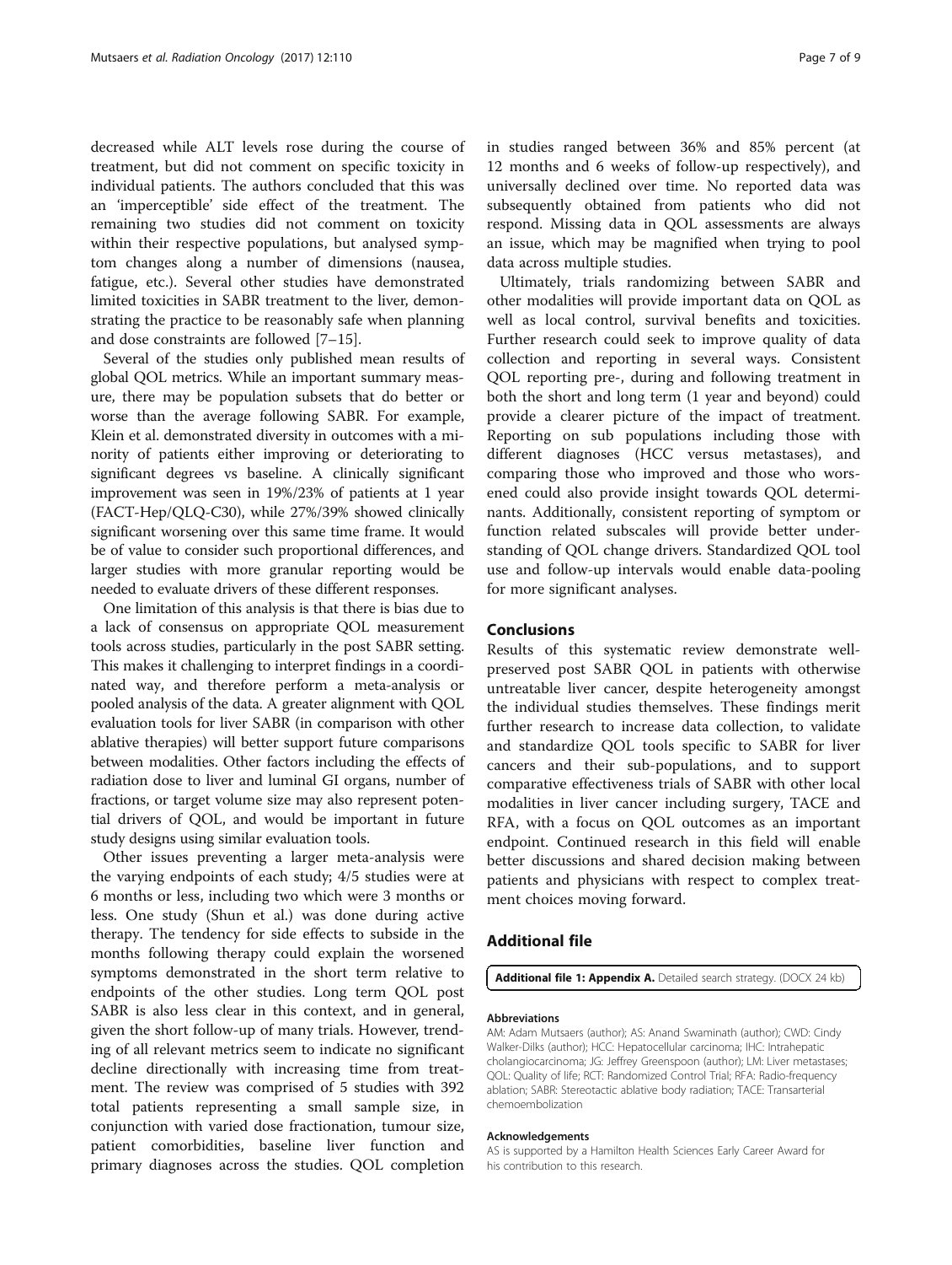decreased while ALT levels rose during the course of treatment, but did not comment on specific toxicity in individual patients. The authors concluded that this was an 'imperceptible' side effect of the treatment. The remaining two studies did not comment on toxicity within their respective populations, but analysed symptom changes along a number of dimensions (nausea, fatigue, etc.). Several other studies have demonstrated limited toxicities in SABR treatment to the liver, demonstrating the practice to be reasonably safe when planning and dose constraints are followed [7–15].

Several of the studies only published mean results of global QOL metrics. While an important summary measure, there may be population subsets that do better or worse than the average following SABR. For example, Klein et al. demonstrated diversity in outcomes with a minority of patients either improving or deteriorating to significant degrees vs baseline. A clinically significant improvement was seen in 19%/23% of patients at 1 year (FACT-Hep/QLQ-C30), while 27%/39% showed clinically significant worsening over this same time frame. It would be of value to consider such proportional differences, and larger studies with more granular reporting would be needed to evaluate drivers of these different responses.

One limitation of this analysis is that there is bias due to a lack of consensus on appropriate QOL measurement tools across studies, particularly in the post SABR setting. This makes it challenging to interpret findings in a coordinated way, and therefore perform a meta-analysis or pooled analysis of the data. A greater alignment with QOL evaluation tools for liver SABR (in comparison with other ablative therapies) will better support future comparisons between modalities. Other factors including the effects of radiation dose to liver and luminal GI organs, number of fractions, or target volume size may also represent potential drivers of QOL, and would be important in future study designs using similar evaluation tools.

Other issues preventing a larger meta-analysis were the varying endpoints of each study; 4/5 studies were at 6 months or less, including two which were 3 months or less. One study (Shun et al.) was done during active therapy. The tendency for side effects to subside in the months following therapy could explain the worsened symptoms demonstrated in the short term relative to endpoints of the other studies. Long term QOL post SABR is also less clear in this context, and in general, given the short follow-up of many trials. However, trending of all relevant metrics seem to indicate no significant decline directionally with increasing time from treatment. The review was comprised of 5 studies with 392 total patients representing a small sample size, in conjunction with varied dose fractionation, tumour size, patient comorbidities, baseline liver function and primary diagnoses across the studies. QOL completion in studies ranged between 36% and 85% percent (at 12 months and 6 weeks of follow-up respectively), and universally declined over time. No reported data was subsequently obtained from patients who did not respond. Missing data in QOL assessments are always an issue, which may be magnified when trying to pool data across multiple studies.

Ultimately, trials randomizing between SABR and other modalities will provide important data on QOL as well as local control, survival benefits and toxicities. Further research could seek to improve quality of data collection and reporting in several ways. Consistent QOL reporting pre-, during and following treatment in both the short and long term (1 year and beyond) could provide a clearer picture of the impact of treatment. Reporting on sub populations including those with different diagnoses (HCC versus metastases), and comparing those who improved and those who worsened could also provide insight towards QOL determinants. Additionally, consistent reporting of symptom or function related subscales will provide better understanding of QOL change drivers. Standardized QOL tool use and follow-up intervals would enable data-pooling for more significant analyses.

## Conclusions

Results of this systematic review demonstrate well-preserved post SABR QOL in patients with otherwise untreatable liver cancer, despite heterogeneity amongst the individual studies themselves. These findings merit further research to increase data collection, to validate and standardize QOL tools specific to SABR for liver cancers and their sub-populations, and to support comparative effectiveness trials of SABR with other local modalities in liver cancer including surgery, TACE and RFA, with a focus on QOL outcomes as an important endpoint. Continued research in this field will enable better discussions and shared decision making between patients and physicians with respect to complex treatment choices moving forward.

## Additional file

**Additional file 1: Appendix A.** Detailed search strategy. (DOCX 24 kb)

#### Abbreviations

AM: Adam Mutsaers (author); AS: Anand Swaminath (author); CWD: Cindy Walker-Dilks (author); HCC: Hepatocellular carcinoma; IHC: Intrahepatic cholangiocarcinoma; JG: Jeffrey Greenspoon (author); LM: Liver metastases; QOL: Quality of life; RCT: Randomized Control Trial; RFA: Radio-frequency ablation; SABR: Stereotactic ablative body radiation; TACE: Transarterial chemoembolization

#### Acknowledgements

AS is supported by a Hamilton Health Sciences Early Career Award for his contribution to this research.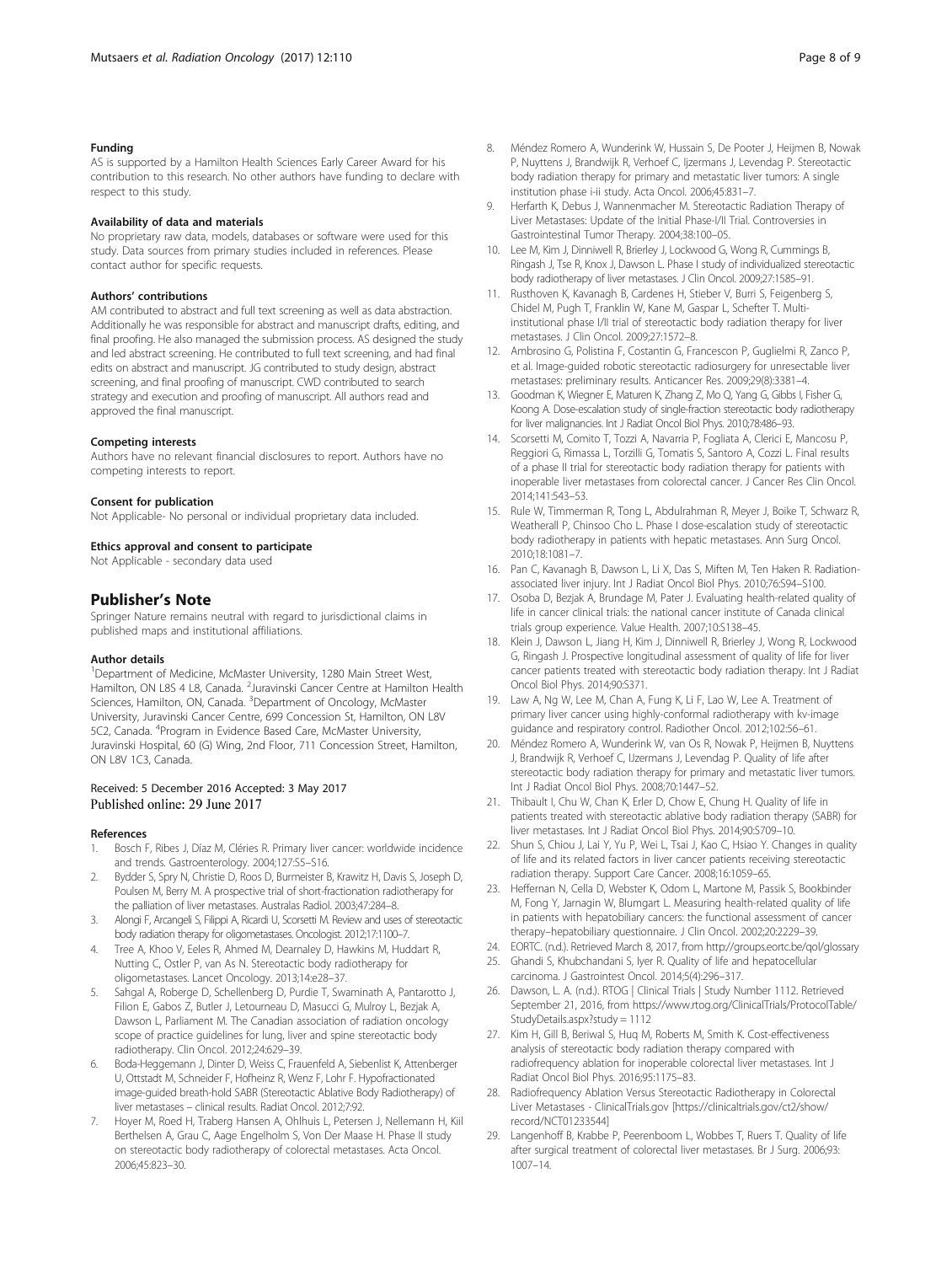#### Funding

AS is supported by a Hamilton Health Sciences Early Career Award for his contribution to this research. No other authors have funding to declare with respect to this study.

#### Availability of data and materials

No proprietary raw data, models, databases or software were used for this study. Data sources from primary studies included in references. Please contact author for specific requests.

#### Authors' contributions

AM contributed to abstract and full text screening as well as data abstraction. Additionally he was responsible for abstract and manuscript drafts, editing, and final proofing. He also managed the submission process. AS designed the study and led abstract screening. He contributed to full text screening, and had final edits on abstract and manuscript. JG contributed to study design, abstract screening, and final proofing of manuscript. CWD contributed to search strategy and execution and proofing of manuscript. All authors read and approved the final manuscript.

#### Competing interests

Authors have no relevant financial disclosures to report. Authors have no competing interests to report.

#### Consent for publication

Not Applicable- No personal or individual proprietary data included.

#### Ethics approval and consent to participate

Not Applicable - secondary data used

## Publisher's Note

Springer Nature remains neutral with regard to jurisdictional claims in published maps and institutional affiliations.

#### Author details

[1]Department of Medicine, McMaster University, 1280 Main Street West, Hamilton, ON L8S 4 L8, Canada. [2]Juravinski Cancer Centre at Hamilton Health Sciences, Hamilton, ON, Canada. [3]Department of Oncology, McMaster University, Juravinski Cancer Centre, 699 Concession St, Hamilton, ON L8V 5C2, Canada. [4]Program in Evidence Based Care, McMaster University, Juravinski Hospital, 60 (G) Wing, 2nd Floor, 711 Concession Street, Hamilton, ON L8V 1C3, Canada.

Received: 5 December 2016 Accepted: 3 May 2017
Published online: 29 June 2017

#### References

1. Bosch F, Ribes J, Díaz M, Cléries R. Primary liver cancer: worldwide incidence and trends. Gastroenterology. 2004;127:S5–S16.
2. Bydder S, Spry N, Christie D, Roos D, Burmeister B, Krawitz H, Davis S, Joseph D, Poulsen M, Berry M. A prospective trial of short-fractionation radiotherapy for the palliation of liver metastases. Australas Radiol. 2003;47:284–8.
3. Alongi F, Arcangeli S, Filippi A, Ricardi U, Scorsetti M. Review and uses of stereotactic body radiation therapy for oligometastases. Oncologist. 2012;17:1100–7.
4. Tree A, Khoo V, Eeles R, Ahmed M, Dearnaley D, Hawkins M, Huddart R, Nutting C, Ostler P, van As N. Stereotactic body radiotherapy for oligometastases. Lancet Oncology. 2013;14:e28–37.
5. Sahgal A, Roberge D, Schellenberg D, Purdie T, Swaminath A, Pantarotto J, Filion E, Gabos Z, Butler J, Letourneau D, Masucci G, Mulroy L, Bezjak A, Dawson L, Parliament M. The Canadian association of radiation oncology scope of practice guidelines for lung, liver and spine stereotactic body radiotherapy. Clin Oncol. 2012;24:629–39.
6. Boda-Heggemann J, Dinter D, Weiss C, Frauenfeld A, Siebenlist K, Attenberger U, Ottstadt M, Schneider F, Hofheinz R, Wenz F, Lohr F. Hypofractionated image-guided breath-hold SABR (Stereotactic Ablative Body Radiotherapy) of liver metastases – clinical results. Radiat Oncol. 2012;7:92.
7. Hoyer M, Roed H, Traberg Hansen A, Ohlhuis L, Petersen J, Nellemann H, Kiil Berthelsen A, Grau C, Aage Engelholm S, Von Der Maase H. Phase II study on stereotactic body radiotherapy of colorectal metastases. Acta Oncol. 2006;45:823–30.
8. Méndez Romero A, Wunderink W, Hussain S, De Pooter J, Heijmen B, Nowak P, Nuyttens J, Brandwijk R, Verhoef C, Ijzermans J, Levendag P. Stereotactic body radiation therapy for primary and metastatic liver tumors: A single institution phase i-ii study. Acta Oncol. 2006;45:831–7.
9. Herfarth K, Debus J, Wannenmacher M. Stereotactic Radiation Therapy of Liver Metastases: Update of the Initial Phase-I/II Trial. Controversies in Gastrointestinal Tumor Therapy. 2004;38:100–05.
10. Lee M, Kim J, Dinniwell R, Brierley J, Lockwood G, Wong R, Cummings B, Ringash J, Tse R, Knox J, Dawson L. Phase I study of individualized stereotactic body radiotherapy of liver metastases. J Clin Oncol. 2009;27:1585–91.
11. Rusthoven K, Kavanagh B, Cardenes H, Stieber V, Burri S, Feigenberg S, Chidel M, Pugh T, Franklin W, Kane M, Gaspar L, Schefter T. Multi-institutional phase I/II trial of stereotactic body radiation therapy for liver metastases. J Clin Oncol. 2009;27:1572–8.
12. Ambrosino G, Polistina F, Costantin G, Francescon P, Guglielmi R, Zanco P, et al. Image-guided robotic stereotactic radiosurgery for unresectable liver metastases: preliminary results. Anticancer Res. 2009;29(8):3381–4.
13. Goodman K, Wiegner E, Maturen K, Zhang Z, Mo Q, Yang G, Gibbs I, Fisher G, Koong A. Dose-escalation study of single-fraction stereotactic body radiotherapy for liver malignancies. Int J Radiat Oncol Biol Phys. 2010;78:486–93.
14. Scorsetti M, Comito T, Tozzi A, Navarria P, Fogliata A, Clerici E, Mancosu P, Reggiori G, Rimassa L, Torzilli G, Tomatis S, Santoro A, Cozzi L. Final results of a phase II trial for stereotactic body radiation therapy for patients with inoperable liver metastases from colorectal cancer. J Cancer Res Clin Oncol. 2014;141:543–53.
15. Rule W, Timmerman R, Tong L, Abdulrahman R, Meyer J, Boike T, Schwarz R, Weatherall P, Chinsoo Cho L. Phase I dose-escalation study of stereotactic body radiotherapy in patients with hepatic metastases. Ann Surg Oncol. 2010;18:1081–7.
16. Pan C, Kavanagh B, Dawson L, Li X, Das S, Miften M, Ten Haken R. Radiation-associated liver injury. Int J Radiat Oncol Biol Phys. 2010;76:S94–S100.
17. Osoba D, Bezjak A, Brundage M, Pater J. Evaluating health-related quality of life in cancer clinical trials: the national cancer institute of Canada clinical trials group experience. Value Health. 2007;10:S138–45.
18. Klein J, Dawson L, Jiang H, Kim J, Dinniwell R, Brierley J, Wong R, Lockwood G, Ringash J. Prospective longitudinal assessment of quality of life for liver cancer patients treated with stereotactic body radiation therapy. Int J Radiat Oncol Biol Phys. 2014;90:S371.
19. Law A, Ng W, Lee M, Chan A, Fung K, Li F, Lao W, Lee A. Treatment of primary liver cancer using highly-conformal radiotherapy with kv-image guidance and respiratory control. Radiother Oncol. 2012;102:56–61.
20. Méndez Romero A, Wunderink W, van Os R, Nowak P, Heijmen B, Nuyttens J, Brandwijk R, Verhoef C, IJzermans J, Levendag P. Quality of life after stereotactic body radiation therapy for primary and metastatic liver tumors. Int J Radiat Oncol Biol Phys. 2008;70:1447–52.
21. Thibault I, Chu W, Chan K, Erler D, Chow E, Chung H. Quality of life in patients treated with stereotactic ablative body radiation therapy (SABR) for liver metastases. Int J Radiat Oncol Biol Phys. 2014;90:S709–10.
22. Shun S, Chiou J, Lai Y, Yu P, Wei L, Tsai J, Kao C, Hsiao Y. Changes in quality of life and its related factors in liver cancer patients receiving stereotactic radiation therapy. Support Care Cancer. 2008;16:1059–65.
23. Heffernan N, Cella D, Webster K, Odom L, Martone M, Passik S, Bookbinder M, Fong Y, Jarnagin W, Blumgart L. Measuring health-related quality of life in patients with hepatobiliary cancers: the functional assessment of cancer therapy–hepatobiliary questionnaire. J Clin Oncol. 2002;20:2229–39.
24. EORTC. (n.d.). Retrieved March 8, 2017, from http://groups.eortc.be/qol/glossary
25. Ghandi S, Khubchandani S, Iyer R. Quality of life and hepatocellular carcinoma. J Gastrointest Oncol. 2014;5(4):296–317.
26. Dawson, L. A. (n.d.). RTOG | Clinical Trials | Study Number 1112. Retrieved September 21, 2016, from https://www.rtog.org/ClinicalTrials/ProtocolTable/StudyDetails.aspx?study = 1112
27. Kim H, Gill B, Beriwal S, Huq M, Roberts M, Smith K. Cost-effectiveness analysis of stereotactic body radiation therapy compared with radiofrequency ablation for inoperable colorectal liver metastases. Int J Radiat Oncol Biol Phys. 2016;95:1175–83.
28. Radiofrequency Ablation Versus Stereotactic Radiotherapy in Colorectal Liver Metastases - ClinicalTrials.gov [https://clinicaltrials.gov/ct2/show/record/NCT01233544]
29. Langenhoff B, Krabbe P, Peerenboom L, Wobbes T, Ruers T. Quality of life after surgical treatment of colorectal liver metastases. Br J Surg. 2006;93:1007–14.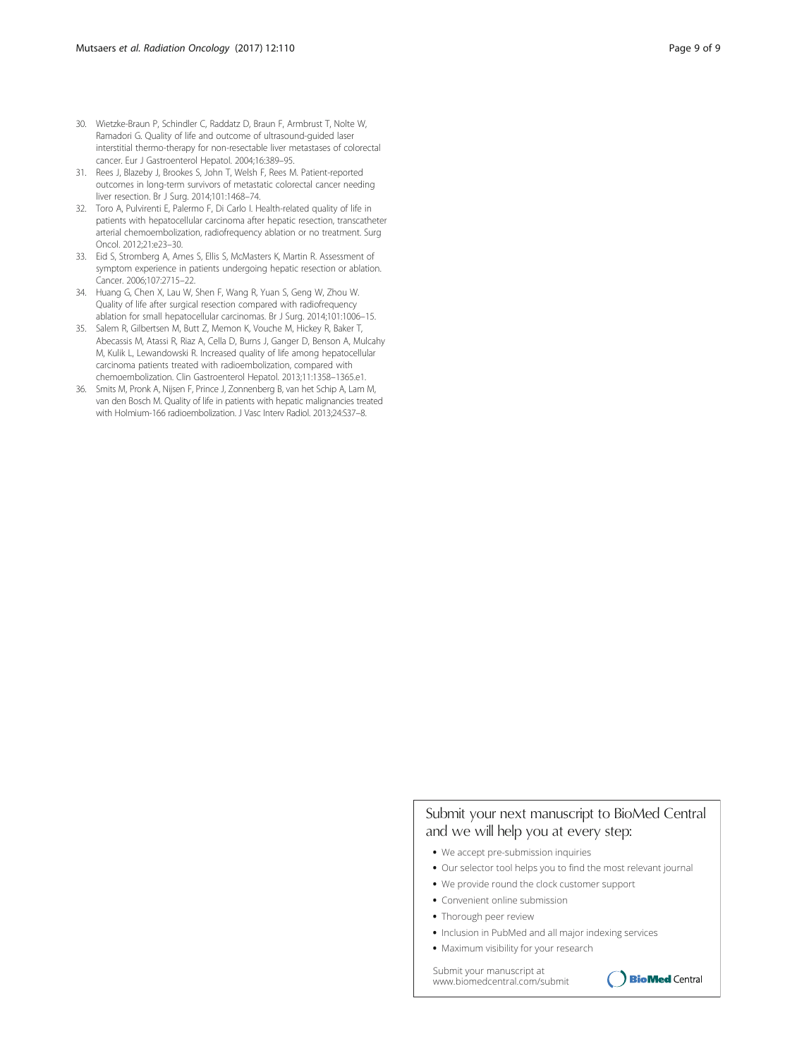30. Wietzke-Braun P, Schindler C, Raddatz D, Braun F, Armbrust T, Nolte W, Ramadori G. Quality of life and outcome of ultrasound-guided laser interstitial thermo-therapy for non-resectable liver metastases of colorectal cancer. Eur J Gastroenterol Hepatol. 2004;16:389–95.
31. Rees J, Blazeby J, Brookes S, John T, Welsh F, Rees M. Patient-reported outcomes in long-term survivors of metastatic colorectal cancer needing liver resection. Br J Surg. 2014;101:1468–74.
32. Toro A, Pulvirenti E, Palermo F, Di Carlo I. Health-related quality of life in patients with hepatocellular carcinoma after hepatic resection, transcatheter arterial chemoembolization, radiofrequency ablation or no treatment. Surg Oncol. 2012;21:e23–30.
33. Eid S, Stromberg A, Ames S, Ellis S, McMasters K, Martin R. Assessment of symptom experience in patients undergoing hepatic resection or ablation. Cancer. 2006;107:2715–22.
34. Huang G, Chen X, Lau W, Shen F, Wang R, Yuan S, Geng W, Zhou W. Quality of life after surgical resection compared with radiofrequency ablation for small hepatocellular carcinomas. Br J Surg. 2014;101:1006–15.
35. Salem R, Gilbertsen M, Butt Z, Memon K, Vouche M, Hickey R, Baker T, Abecassis M, Atassi R, Riaz A, Cella D, Burns J, Ganger D, Benson A, Mulcahy M, Kulik L, Lewandowski R. Increased quality of life among hepatocellular carcinoma patients treated with radioembolization, compared with chemoembolization. Clin Gastroenterol Hepatol. 2013;11:1358–1365.e1.
36. Smits M, Pronk A, Nijsen F, Prince J, Zonnenberg B, van het Schip A, Lam M, van den Bosch M. Quality of life in patients with hepatic malignancies treated with Holmium-166 radioembolization. J Vasc Interv Radiol. 2013;24:S37–8.

Submit your next manuscript to BioMed Central and we will help you at every step:

- We accept pre-submission inquiries
- Our selector tool helps you to find the most relevant journal
- We provide round the clock customer support
- Convenient online submission
- Thorough peer review
- Inclusion in PubMed and all major indexing services
- Maximum visibility for your research

Submit your manuscript at
www.biomedcentral.com/submit

BioMed Central